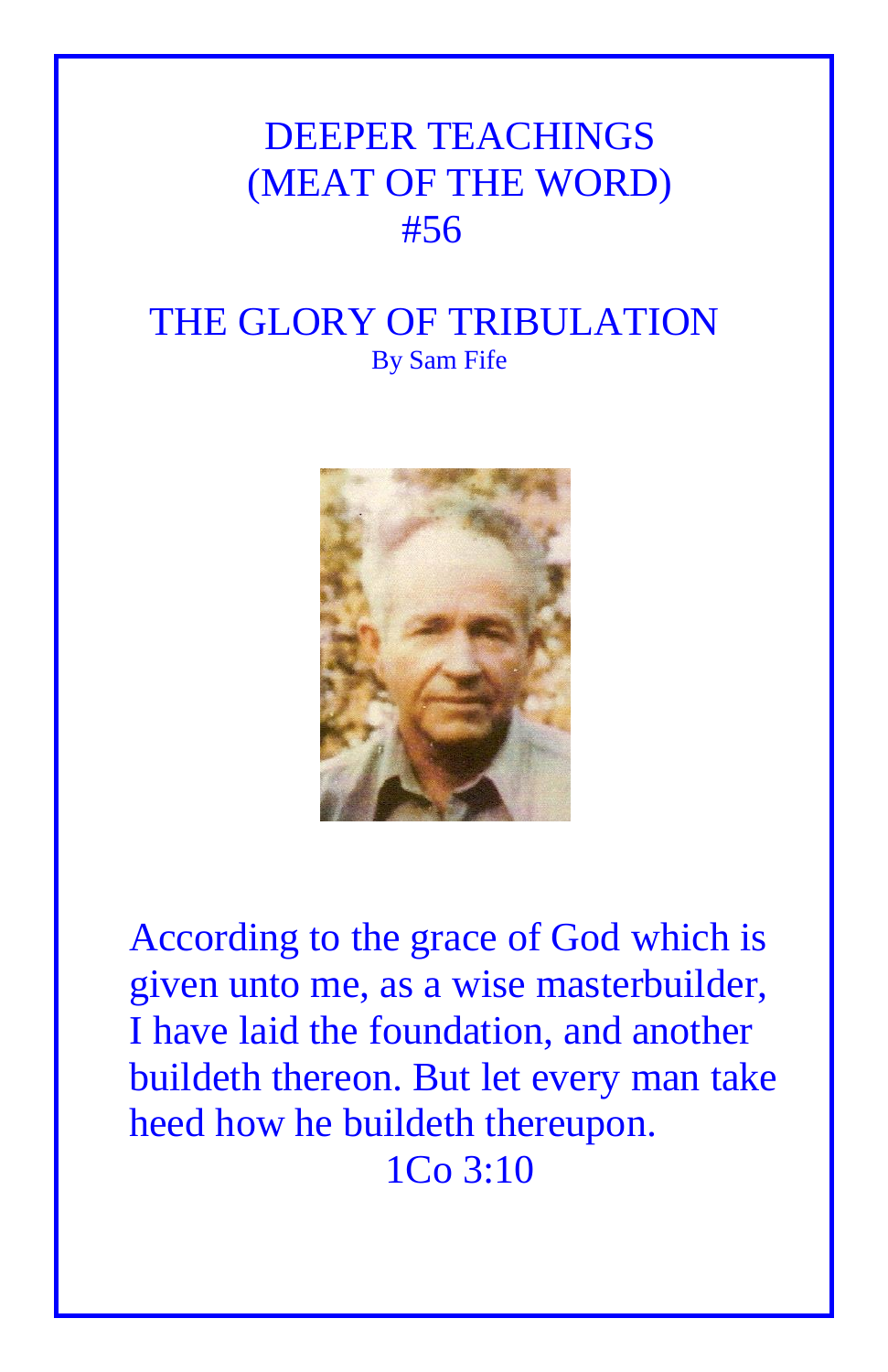# DEEPER TEACHINGS
# (MEAT OF THE WORD)
# #56

## THE GLORY OF TRIBULATION

By Sam Fife

According to the grace of God which is given unto me, as a wise masterbuilder, I have laid the foundation, and another buildeth thereon. But let every man take heed how he buildeth thereupon.

1Co 3:10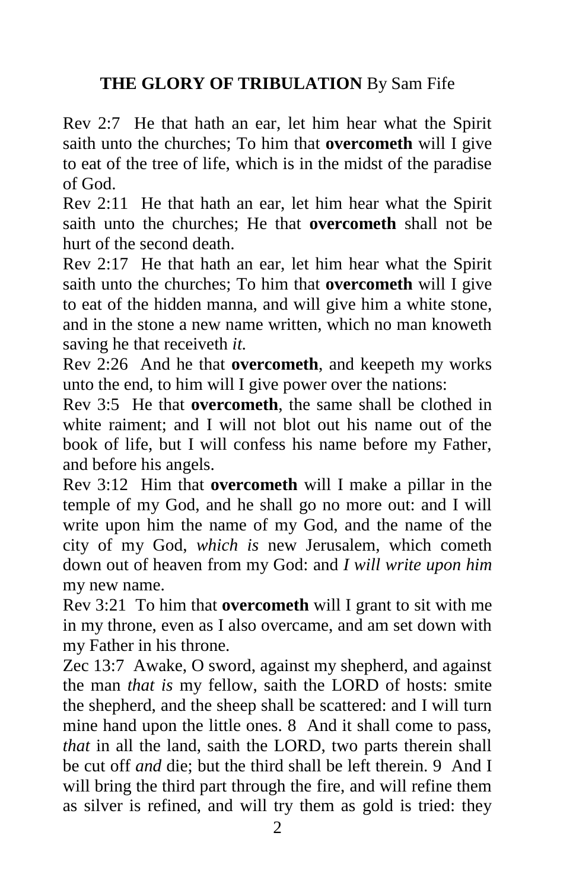**THE GLORY OF TRIBULATION** By Sam Fife

Rev 2:7 He that hath an ear, let him hear what the Spirit saith unto the churches; To him that **overcometh** will I give to eat of the tree of life, which is in the midst of the paradise of God.

Rev 2:11 He that hath an ear, let him hear what the Spirit saith unto the churches; He that **overcometh** shall not be hurt of the second death.

Rev 2:17 He that hath an ear, let him hear what the Spirit saith unto the churches; To him that **overcometh** will I give to eat of the hidden manna, and will give him a white stone, and in the stone a new name written, which no man knoweth saving he that receiveth *it.*

Rev 2:26 And he that **overcometh**, and keepeth my works unto the end, to him will I give power over the nations:

Rev 3:5 He that **overcometh**, the same shall be clothed in white raiment; and I will not blot out his name out of the book of life, but I will confess his name before my Father, and before his angels.

Rev 3:12 Him that **overcometh** will I make a pillar in the temple of my God, and he shall go no more out: and I will write upon him the name of my God, and the name of the city of my God, *which is* new Jerusalem, which cometh down out of heaven from my God: and *I will write upon him* my new name.

Rev 3:21 To him that **overcometh** will I grant to sit with me in my throne, even as I also overcame, and am set down with my Father in his throne.

Zec 13:7 Awake, O sword, against my shepherd, and against the man *that is* my fellow, saith the LORD of hosts: smite the shepherd, and the sheep shall be scattered: and I will turn mine hand upon the little ones. 8 And it shall come to pass, *that* in all the land, saith the LORD, two parts therein shall be cut off *and* die; but the third shall be left therein. 9 And I will bring the third part through the fire, and will refine them as silver is refined, and will try them as gold is tried: they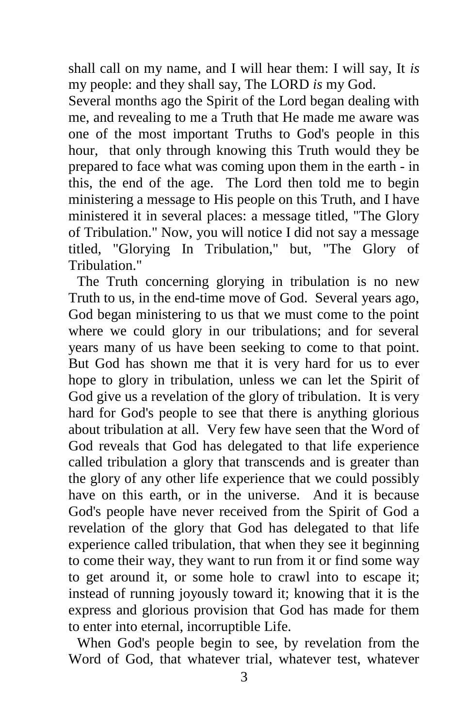shall call on my name, and I will hear them: I will say, It *is* my people: and they shall say, The LORD *is* my God.

Several months ago the Spirit of the Lord began dealing with me, and revealing to me a Truth that He made me aware was one of the most important Truths to God's people in this hour, that only through knowing this Truth would they be prepared to face what was coming upon them in the earth - in this, the end of the age. The Lord then told me to begin ministering a message to His people on this Truth, and I have ministered it in several places: a message titled, "The Glory of Tribulation." Now, you will notice I did not say a message titled, "Glorying In Tribulation," but, "The Glory of Tribulation."

The Truth concerning glorying in tribulation is no new Truth to us, in the end-time move of God. Several years ago, God began ministering to us that we must come to the point where we could glory in our tribulations; and for several years many of us have been seeking to come to that point. But God has shown me that it is very hard for us to ever hope to glory in tribulation, unless we can let the Spirit of God give us a revelation of the glory of tribulation. It is very hard for God's people to see that there is anything glorious about tribulation at all. Very few have seen that the Word of God reveals that God has delegated to that life experience called tribulation a glory that transcends and is greater than the glory of any other life experience that we could possibly have on this earth, or in the universe. And it is because God's people have never received from the Spirit of God a revelation of the glory that God has delegated to that life experience called tribulation, that when they see it beginning to come their way, they want to run from it or find some way to get around it, or some hole to crawl into to escape it; instead of running joyously toward it; knowing that it is the express and glorious provision that God has made for them to enter into eternal, incorruptible Life.

When God's people begin to see, by revelation from the Word of God, that whatever trial, whatever test, whatever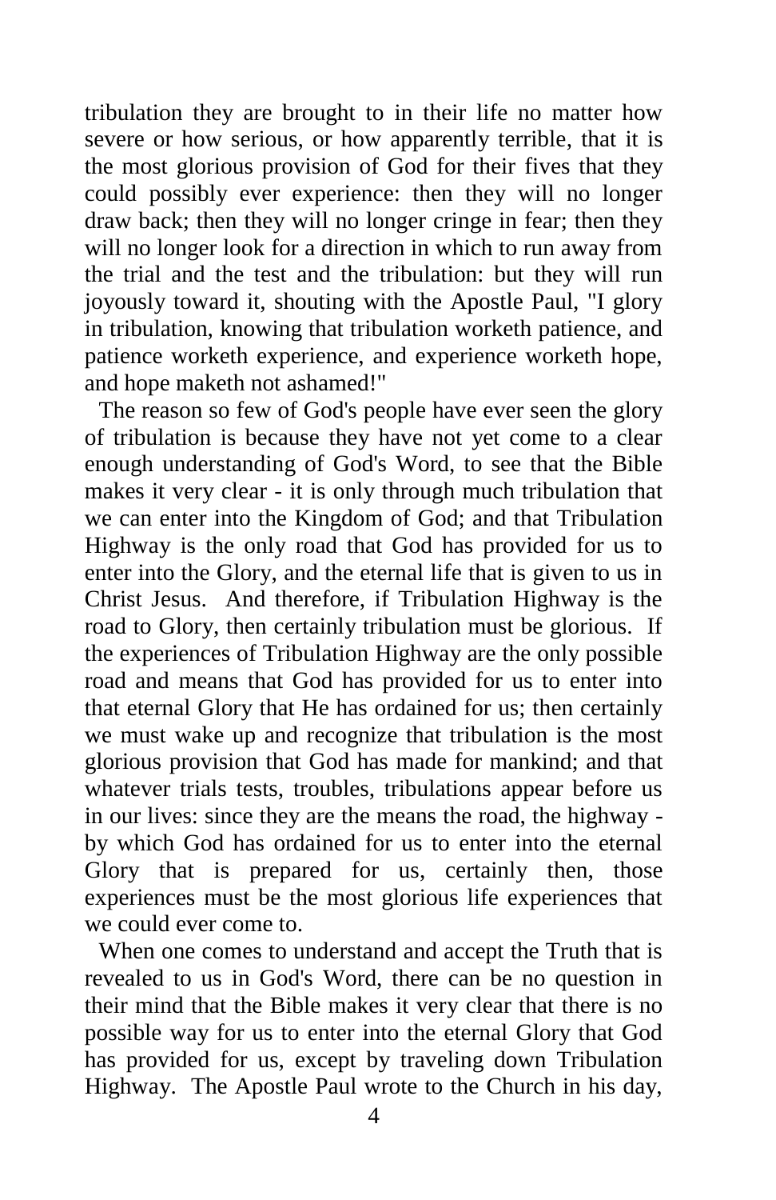tribulation they are brought to in their life no matter how severe or how serious, or how apparently terrible, that it is the most glorious provision of God for their fives that they could possibly ever experience: then they will no longer draw back; then they will no longer cringe in fear; then they will no longer look for a direction in which to run away from the trial and the test and the tribulation: but they will run joyously toward it, shouting with the Apostle Paul, "I glory in tribulation, knowing that tribulation worketh patience, and patience worketh experience, and experience worketh hope, and hope maketh not ashamed!"

The reason so few of God's people have ever seen the glory of tribulation is because they have not yet come to a clear enough understanding of God's Word, to see that the Bible makes it very clear - it is only through much tribulation that we can enter into the Kingdom of God; and that Tribulation Highway is the only road that God has provided for us to enter into the Glory, and the eternal life that is given to us in Christ Jesus. And therefore, if Tribulation Highway is the road to Glory, then certainly tribulation must be glorious. If the experiences of Tribulation Highway are the only possible road and means that God has provided for us to enter into that eternal Glory that He has ordained for us; then certainly we must wake up and recognize that tribulation is the most glorious provision that God has made for mankind; and that whatever trials tests, troubles, tribulations appear before us in our lives: since they are the means the road, the highway - by which God has ordained for us to enter into the eternal Glory that is prepared for us, certainly then, those experiences must be the most glorious life experiences that we could ever come to.

When one comes to understand and accept the Truth that is revealed to us in God's Word, there can be no question in their mind that the Bible makes it very clear that there is no possible way for us to enter into the eternal Glory that God has provided for us, except by traveling down Tribulation Highway. The Apostle Paul wrote to the Church in his day,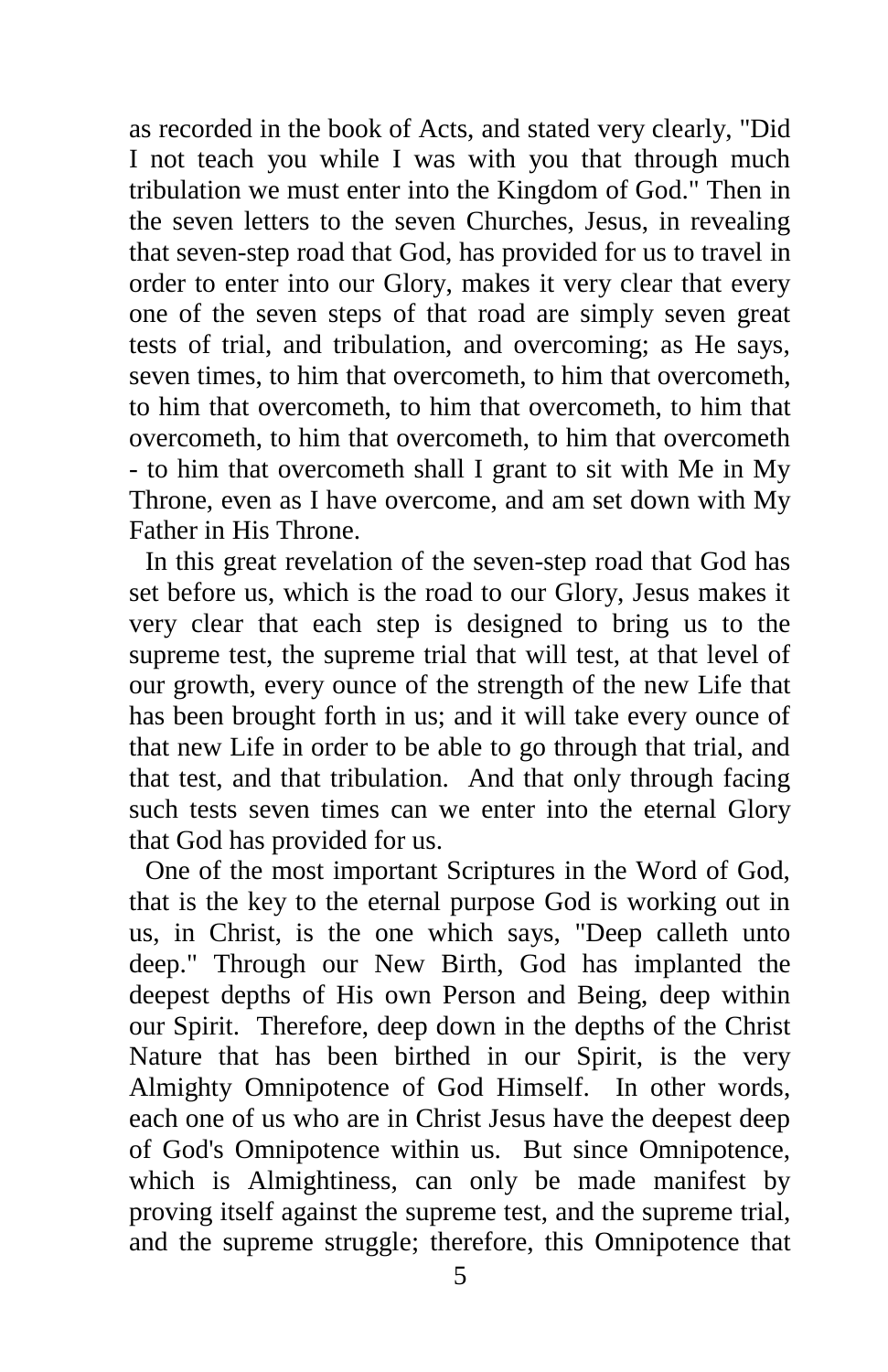as recorded in the book of Acts, and stated very clearly, "Did I not teach you while I was with you that through much tribulation we must enter into the Kingdom of God." Then in the seven letters to the seven Churches, Jesus, in revealing that seven-step road that God, has provided for us to travel in order to enter into our Glory, makes it very clear that every one of the seven steps of that road are simply seven great tests of trial, and tribulation, and overcoming; as He says, seven times, to him that overcometh, to him that overcometh, to him that overcometh, to him that overcometh, to him that overcometh, to him that overcometh, to him that overcometh - to him that overcometh shall I grant to sit with Me in My Throne, even as I have overcome, and am set down with My Father in His Throne.

In this great revelation of the seven-step road that God has set before us, which is the road to our Glory, Jesus makes it very clear that each step is designed to bring us to the supreme test, the supreme trial that will test, at that level of our growth, every ounce of the strength of the new Life that has been brought forth in us; and it will take every ounce of that new Life in order to be able to go through that trial, and that test, and that tribulation. And that only through facing such tests seven times can we enter into the eternal Glory that God has provided for us.

One of the most important Scriptures in the Word of God, that is the key to the eternal purpose God is working out in us, in Christ, is the one which says, "Deep calleth unto deep." Through our New Birth, God has implanted the deepest depths of His own Person and Being, deep within our Spirit. Therefore, deep down in the depths of the Christ Nature that has been birthed in our Spirit, is the very Almighty Omnipotence of God Himself. In other words, each one of us who are in Christ Jesus have the deepest deep of God's Omnipotence within us. But since Omnipotence, which is Almightiness, can only be made manifest by proving itself against the supreme test, and the supreme trial, and the supreme struggle; therefore, this Omnipotence that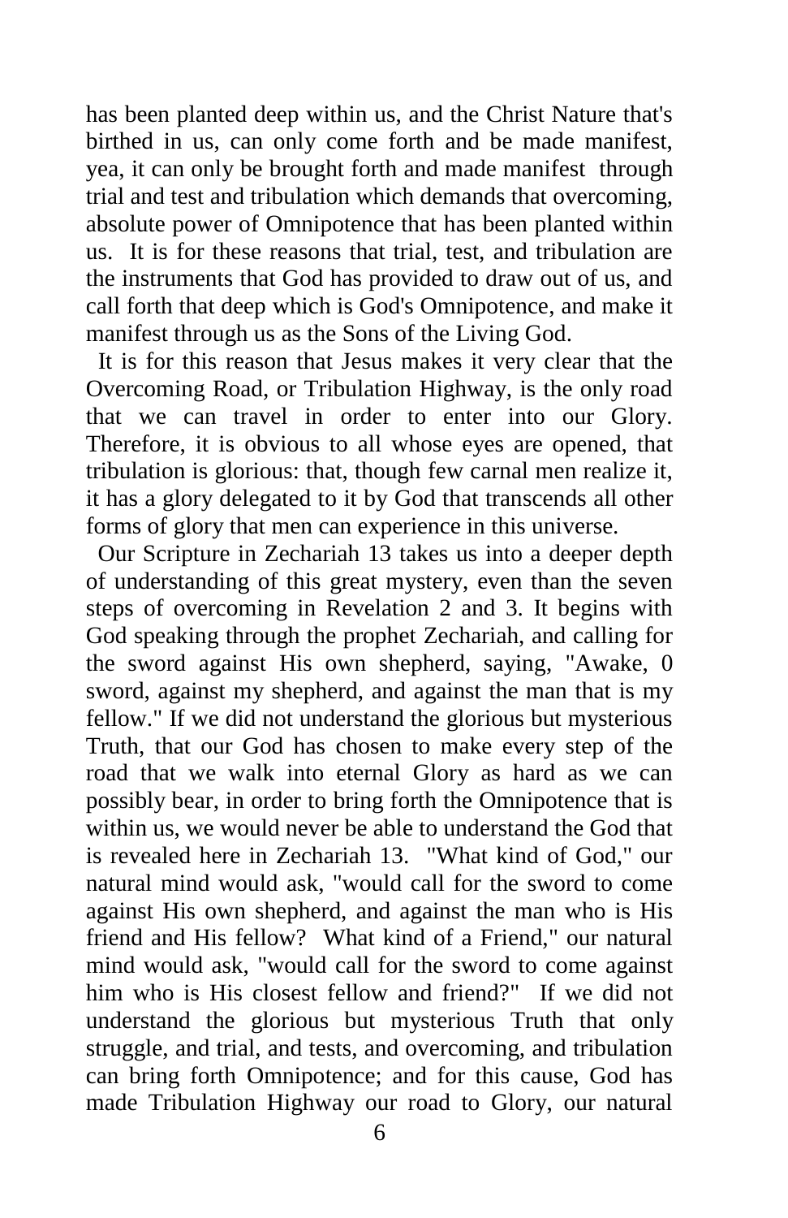has been planted deep within us, and the Christ Nature that's birthed in us, can only come forth and be made manifest, yea, it can only be brought forth and made manifest through trial and test and tribulation which demands that overcoming, absolute power of Omnipotence that has been planted within us. It is for these reasons that trial, test, and tribulation are the instruments that God has provided to draw out of us, and call forth that deep which is God's Omnipotence, and make it manifest through us as the Sons of the Living God.

It is for this reason that Jesus makes it very clear that the Overcoming Road, or Tribulation Highway, is the only road that we can travel in order to enter into our Glory. Therefore, it is obvious to all whose eyes are opened, that tribulation is glorious: that, though few carnal men realize it, it has a glory delegated to it by God that transcends all other forms of glory that men can experience in this universe.

Our Scripture in Zechariah 13 takes us into a deeper depth of understanding of this great mystery, even than the seven steps of overcoming in Revelation 2 and 3. It begins with God speaking through the prophet Zechariah, and calling for the sword against His own shepherd, saying, "Awake, 0 sword, against my shepherd, and against the man that is my fellow." If we did not understand the glorious but mysterious Truth, that our God has chosen to make every step of the road that we walk into eternal Glory as hard as we can possibly bear, in order to bring forth the Omnipotence that is within us, we would never be able to understand the God that is revealed here in Zechariah 13. "What kind of God," our natural mind would ask, "would call for the sword to come against His own shepherd, and against the man who is His friend and His fellow? What kind of a Friend," our natural mind would ask, "would call for the sword to come against him who is His closest fellow and friend?" If we did not understand the glorious but mysterious Truth that only struggle, and trial, and tests, and overcoming, and tribulation can bring forth Omnipotence; and for this cause, God has made Tribulation Highway our road to Glory, our natural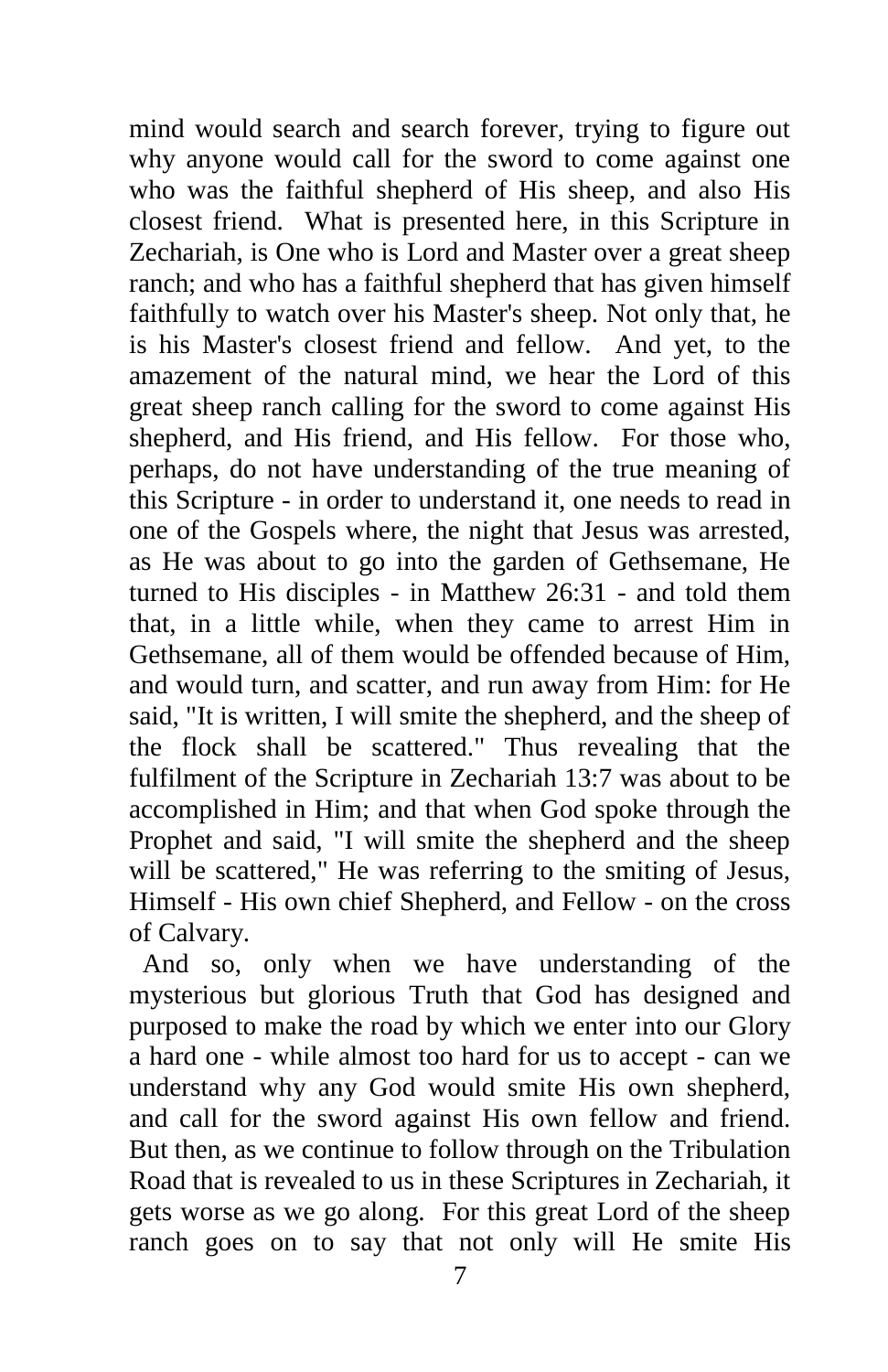mind would search and search forever, trying to figure out why anyone would call for the sword to come against one who was the faithful shepherd of His sheep, and also His closest friend. What is presented here, in this Scripture in Zechariah, is One who is Lord and Master over a great sheep ranch; and who has a faithful shepherd that has given himself faithfully to watch over his Master's sheep. Not only that, he is his Master's closest friend and fellow. And yet, to the amazement of the natural mind, we hear the Lord of this great sheep ranch calling for the sword to come against His shepherd, and His friend, and His fellow. For those who, perhaps, do not have understanding of the true meaning of this Scripture - in order to understand it, one needs to read in one of the Gospels where, the night that Jesus was arrested, as He was about to go into the garden of Gethsemane, He turned to His disciples - in Matthew 26:31 - and told them that, in a little while, when they came to arrest Him in Gethsemane, all of them would be offended because of Him, and would turn, and scatter, and run away from Him: for He said, "It is written, I will smite the shepherd, and the sheep of the flock shall be scattered." Thus revealing that the fulfilment of the Scripture in Zechariah 13:7 was about to be accomplished in Him; and that when God spoke through the Prophet and said, "I will smite the shepherd and the sheep will be scattered," He was referring to the smiting of Jesus, Himself - His own chief Shepherd, and Fellow - on the cross of Calvary.

And so, only when we have understanding of the mysterious but glorious Truth that God has designed and purposed to make the road by which we enter into our Glory a hard one - while almost too hard for us to accept - can we understand why any God would smite His own shepherd, and call for the sword against His own fellow and friend. But then, as we continue to follow through on the Tribulation Road that is revealed to us in these Scriptures in Zechariah, it gets worse as we go along. For this great Lord of the sheep ranch goes on to say that not only will He smite His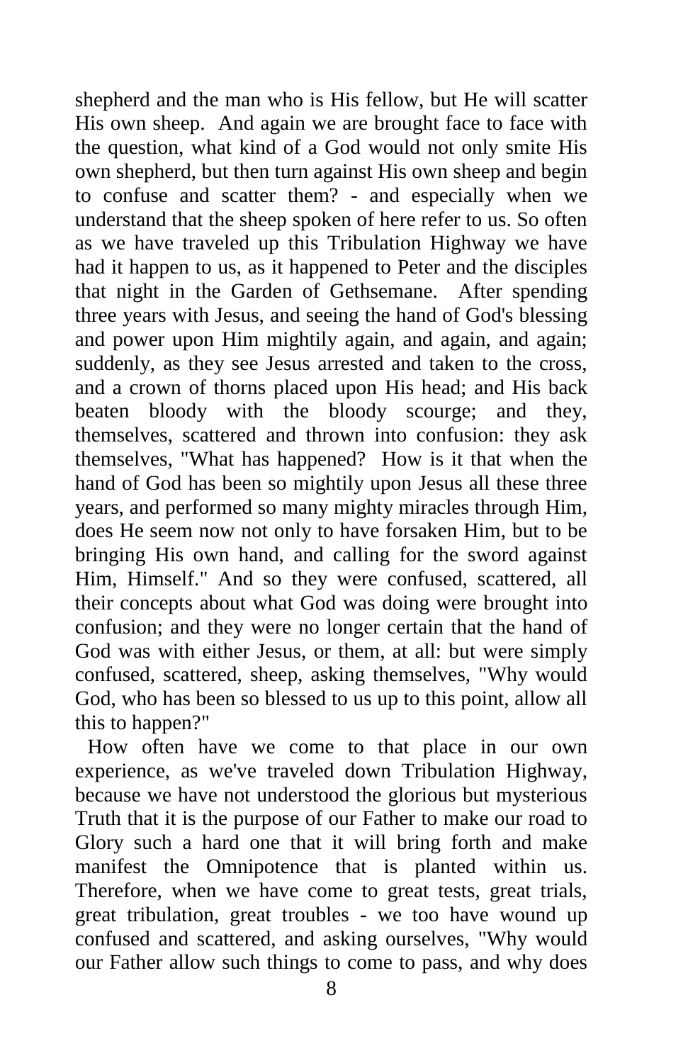shepherd and the man who is His fellow, but He will scatter His own sheep. And again we are brought face to face with the question, what kind of a God would not only smite His own shepherd, but then turn against His own sheep and begin to confuse and scatter them? - and especially when we understand that the sheep spoken of here refer to us. So often as we have traveled up this Tribulation Highway we have had it happen to us, as it happened to Peter and the disciples that night in the Garden of Gethsemane. After spending three years with Jesus, and seeing the hand of God's blessing and power upon Him mightily again, and again, and again; suddenly, as they see Jesus arrested and taken to the cross, and a crown of thorns placed upon His head; and His back beaten bloody with the bloody scourge; and they, themselves, scattered and thrown into confusion: they ask themselves, "What has happened? How is it that when the hand of God has been so mightily upon Jesus all these three years, and performed so many mighty miracles through Him, does He seem now not only to have forsaken Him, but to be bringing His own hand, and calling for the sword against Him, Himself." And so they were confused, scattered, all their concepts about what God was doing were brought into confusion; and they were no longer certain that the hand of God was with either Jesus, or them, at all: but were simply confused, scattered, sheep, asking themselves, "Why would God, who has been so blessed to us up to this point, allow all this to happen?"

How often have we come to that place in our own experience, as we've traveled down Tribulation Highway, because we have not understood the glorious but mysterious Truth that it is the purpose of our Father to make our road to Glory such a hard one that it will bring forth and make manifest the Omnipotence that is planted within us. Therefore, when we have come to great tests, great trials, great tribulation, great troubles - we too have wound up confused and scattered, and asking ourselves, "Why would our Father allow such things to come to pass, and why does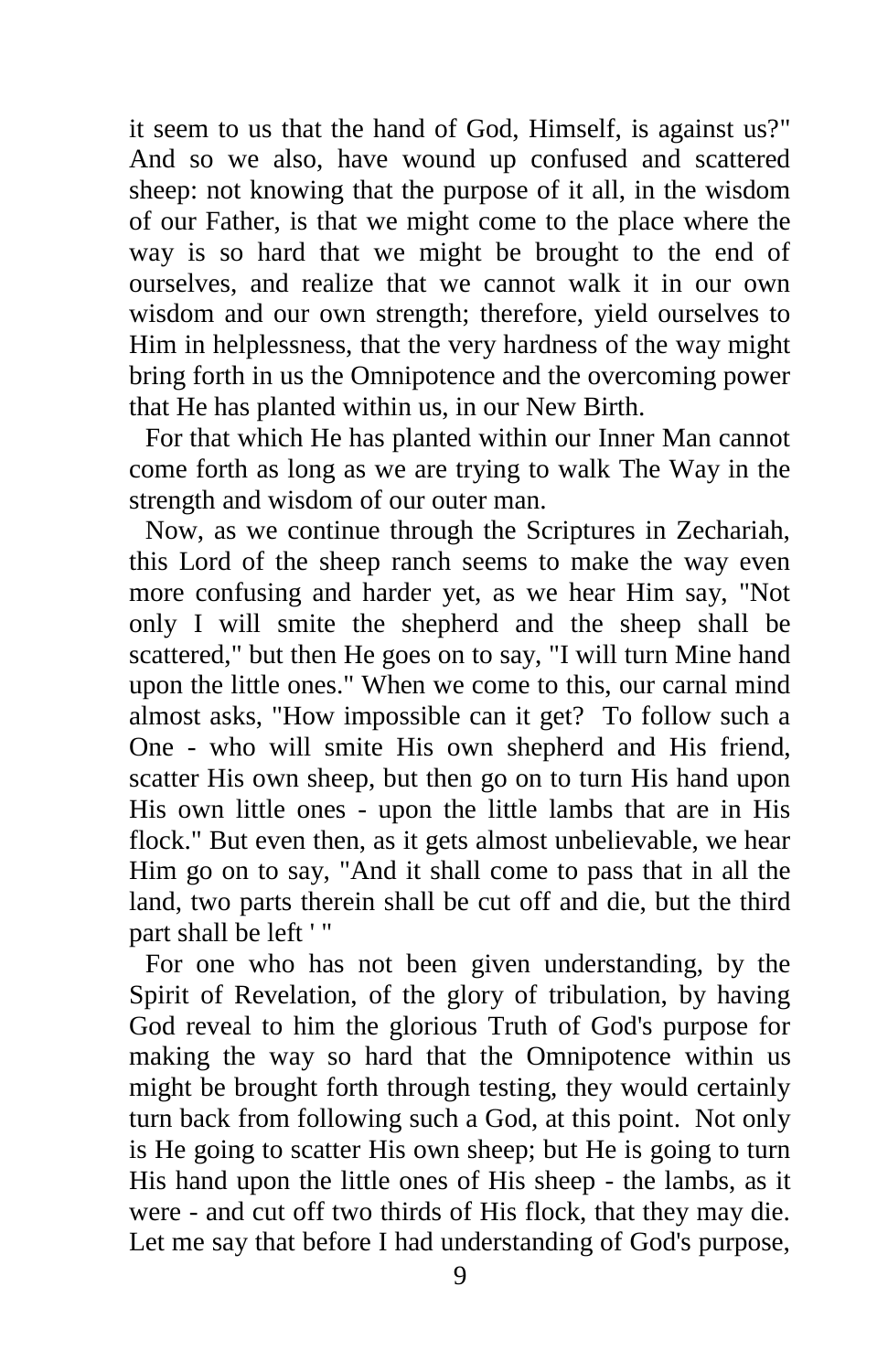it seem to us that the hand of God, Himself, is against us?" And so we also, have wound up confused and scattered sheep: not knowing that the purpose of it all, in the wisdom of our Father, is that we might come to the place where the way is so hard that we might be brought to the end of ourselves, and realize that we cannot walk it in our own wisdom and our own strength; therefore, yield ourselves to Him in helplessness, that the very hardness of the way might bring forth in us the Omnipotence and the overcoming power that He has planted within us, in our New Birth.

For that which He has planted within our Inner Man cannot come forth as long as we are trying to walk The Way in the strength and wisdom of our outer man.

Now, as we continue through the Scriptures in Zechariah, this Lord of the sheep ranch seems to make the way even more confusing and harder yet, as we hear Him say, "Not only I will smite the shepherd and the sheep shall be scattered," but then He goes on to say, "I will turn Mine hand upon the little ones." When we come to this, our carnal mind almost asks, "How impossible can it get? To follow such a One - who will smite His own shepherd and His friend, scatter His own sheep, but then go on to turn His hand upon His own little ones - upon the little lambs that are in His flock." But even then, as it gets almost unbelievable, we hear Him go on to say, "And it shall come to pass that in all the land, two parts therein shall be cut off and die, but the third part shall be left ' "

For one who has not been given understanding, by the Spirit of Revelation, of the glory of tribulation, by having God reveal to him the glorious Truth of God's purpose for making the way so hard that the Omnipotence within us might be brought forth through testing, they would certainly turn back from following such a God, at this point. Not only is He going to scatter His own sheep; but He is going to turn His hand upon the little ones of His sheep - the lambs, as it were - and cut off two thirds of His flock, that they may die. Let me say that before I had understanding of God's purpose,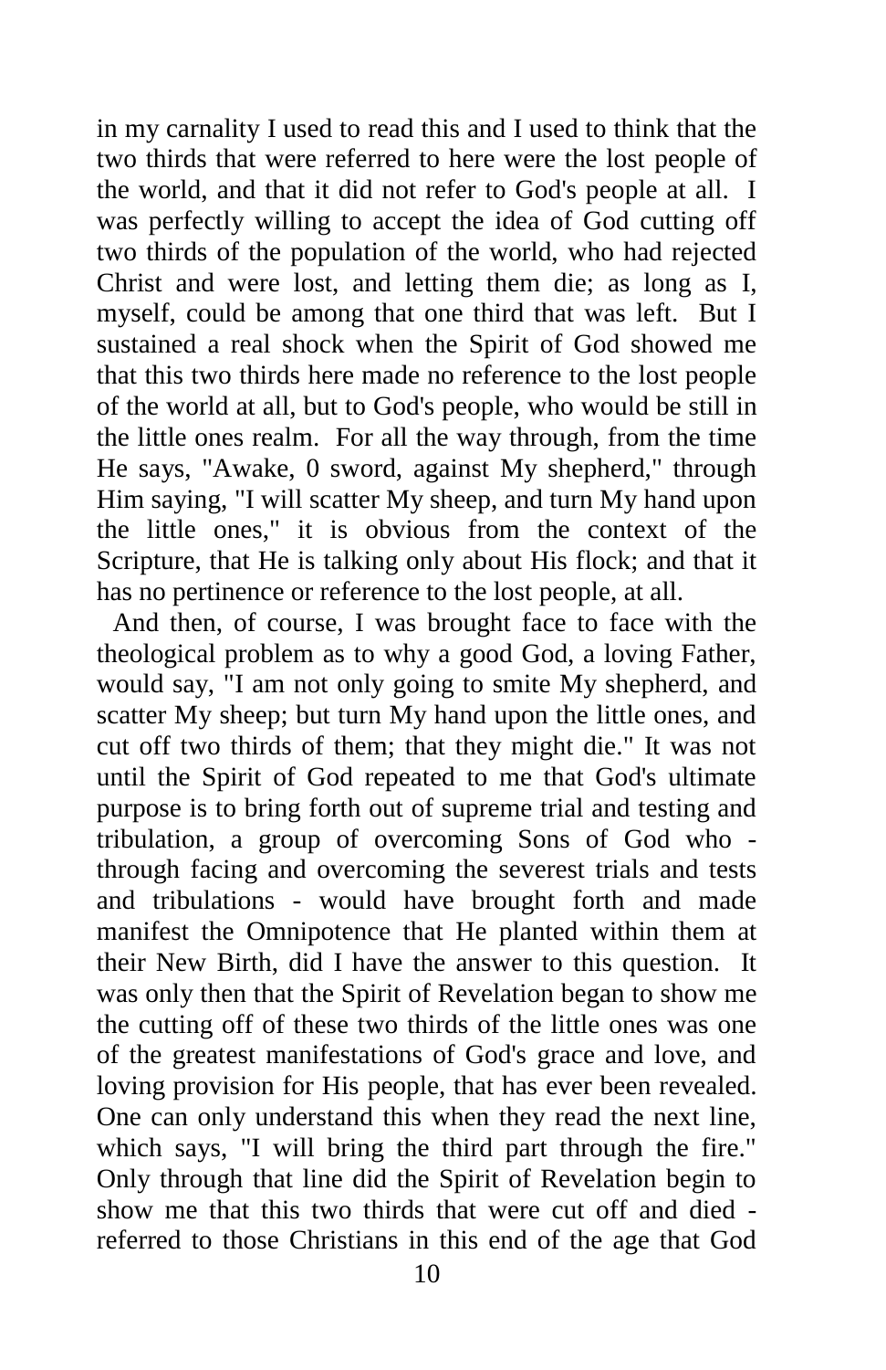in my carnality I used to read this and I used to think that the two thirds that were referred to here were the lost people of the world, and that it did not refer to God's people at all. I was perfectly willing to accept the idea of God cutting off two thirds of the population of the world, who had rejected Christ and were lost, and letting them die; as long as I, myself, could be among that one third that was left. But I sustained a real shock when the Spirit of God showed me that this two thirds here made no reference to the lost people of the world at all, but to God's people, who would be still in the little ones realm. For all the way through, from the time He says, "Awake, 0 sword, against My shepherd," through Him saying, "I will scatter My sheep, and turn My hand upon the little ones," it is obvious from the context of the Scripture, that He is talking only about His flock; and that it has no pertinence or reference to the lost people, at all.

And then, of course, I was brought face to face with the theological problem as to why a good God, a loving Father, would say, "I am not only going to smite My shepherd, and scatter My sheep; but turn My hand upon the little ones, and cut off two thirds of them; that they might die." It was not until the Spirit of God repeated to me that God's ultimate purpose is to bring forth out of supreme trial and testing and tribulation, a group of overcoming Sons of God who - through facing and overcoming the severest trials and tests and tribulations - would have brought forth and made manifest the Omnipotence that He planted within them at their New Birth, did I have the answer to this question. It was only then that the Spirit of Revelation began to show me the cutting off of these two thirds of the little ones was one of the greatest manifestations of God's grace and love, and loving provision for His people, that has ever been revealed. One can only understand this when they read the next line, which says, "I will bring the third part through the fire." Only through that line did the Spirit of Revelation begin to show me that this two thirds that were cut off and died - referred to those Christians in this end of the age that God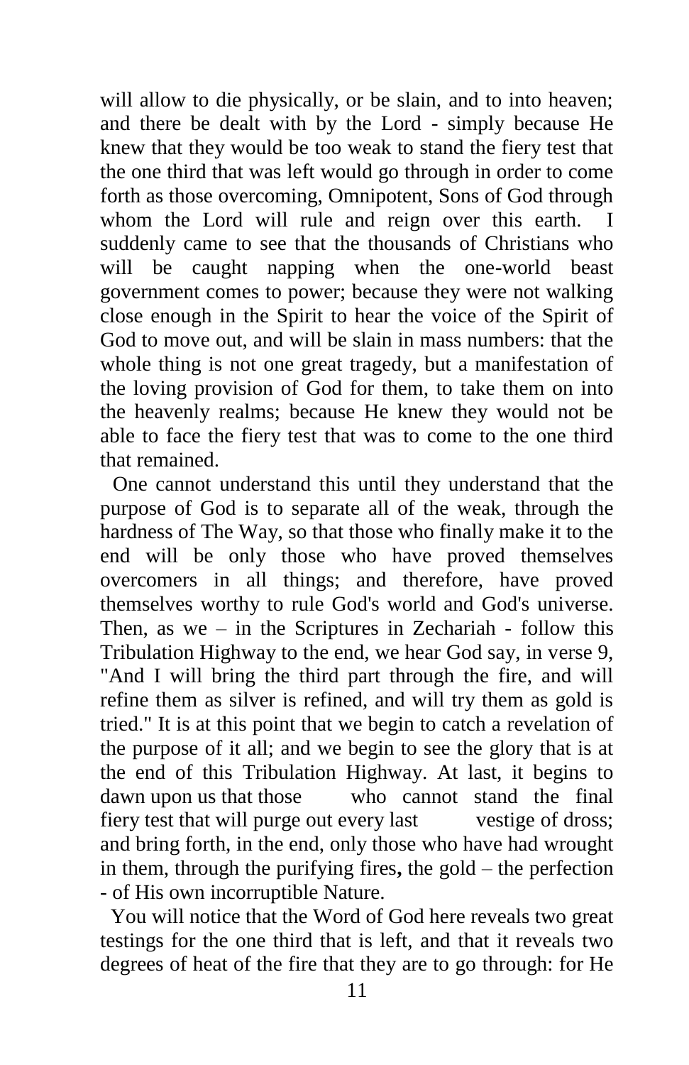will allow to die physically, or be slain, and to into heaven; and there be dealt with by the Lord - simply because He knew that they would be too weak to stand the fiery test that the one third that was left would go through in order to come forth as those overcoming, Omnipotent, Sons of God through whom the Lord will rule and reign over this earth. I suddenly came to see that the thousands of Christians who will be caught napping when the one-world beast government comes to power; because they were not walking close enough in the Spirit to hear the voice of the Spirit of God to move out, and will be slain in mass numbers: that the whole thing is not one great tragedy, but a manifestation of the loving provision of God for them, to take them on into the heavenly realms; because He knew they would not be able to face the fiery test that was to come to the one third that remained.

One cannot understand this until they understand that the purpose of God is to separate all of the weak, through the hardness of The Way, so that those who finally make it to the end will be only those who have proved themselves overcomers in all things; and therefore, have proved themselves worthy to rule God's world and God's universe. Then, as we – in the Scriptures in Zechariah - follow this Tribulation Highway to the end, we hear God say, in verse 9, "And I will bring the third part through the fire, and will refine them as silver is refined, and will try them as gold is tried." It is at this point that we begin to catch a revelation of the purpose of it all; and we begin to see the glory that is at the end of this Tribulation Highway. At last, it begins to dawn upon us that those who cannot stand the final fiery test that will purge out every last vestige of dross; and bring forth, in the end, only those who have had wrought in them, through the purifying fires**,** the gold – the perfection - of His own incorruptible Nature.

You will notice that the Word of God here reveals two great testings for the one third that is left, and that it reveals two degrees of heat of the fire that they are to go through: for He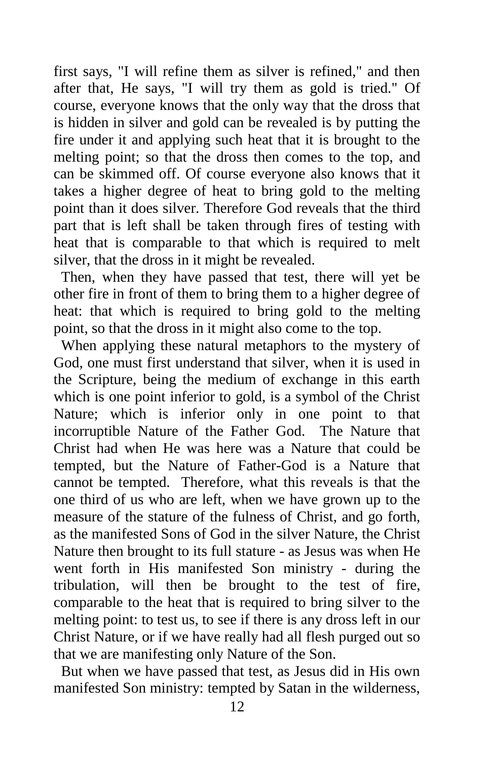first says, "I will refine them as silver is refined," and then after that, He says, "I will try them as gold is tried." Of course, everyone knows that the only way that the dross that is hidden in silver and gold can be revealed is by putting the fire under it and applying such heat that it is brought to the melting point; so that the dross then comes to the top, and can be skimmed off. Of course everyone also knows that it takes a higher degree of heat to bring gold to the melting point than it does silver. Therefore God reveals that the third part that is left shall be taken through fires of testing with heat that is comparable to that which is required to melt silver, that the dross in it might be revealed.

Then, when they have passed that test, there will yet be other fire in front of them to bring them to a higher degree of heat: that which is required to bring gold to the melting point, so that the dross in it might also come to the top.

When applying these natural metaphors to the mystery of God, one must first understand that silver, when it is used in the Scripture, being the medium of exchange in this earth which is one point inferior to gold, is a symbol of the Christ Nature; which is inferior only in one point to that incorruptible Nature of the Father God. The Nature that Christ had when He was here was a Nature that could be tempted, but the Nature of Father-God is a Nature that cannot be tempted. Therefore, what this reveals is that the one third of us who are left, when we have grown up to the measure of the stature of the fulness of Christ, and go forth, as the manifested Sons of God in the silver Nature, the Christ Nature then brought to its full stature - as Jesus was when He went forth in His manifested Son ministry - during the tribulation, will then be brought to the test of fire, comparable to the heat that is required to bring silver to the melting point: to test us, to see if there is any dross left in our Christ Nature, or if we have really had all flesh purged out so that we are manifesting only Nature of the Son.

But when we have passed that test, as Jesus did in His own manifested Son ministry: tempted by Satan in the wilderness,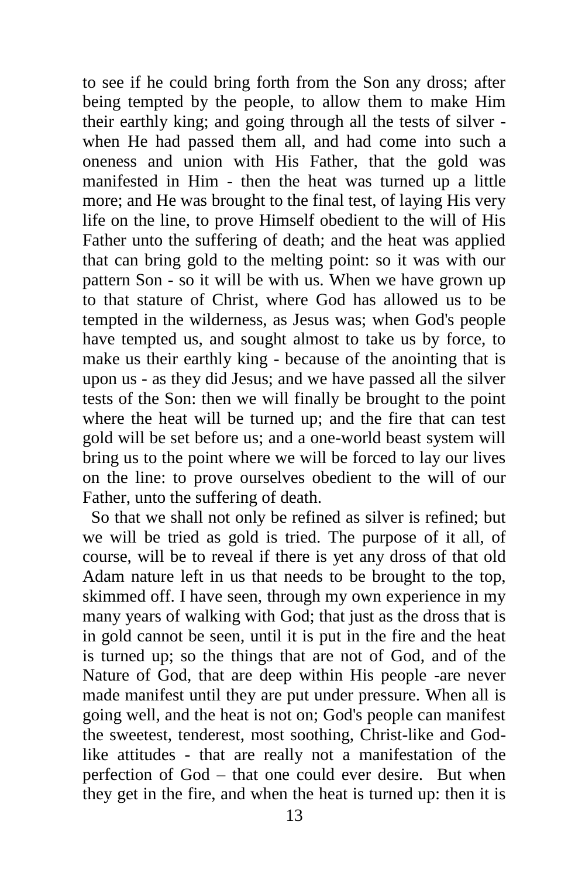to see if he could bring forth from the Son any dross; after being tempted by the people, to allow them to make Him their earthly king; and going through all the tests of silver - when He had passed them all, and had come into such a oneness and union with His Father, that the gold was manifested in Him - then the heat was turned up a little more; and He was brought to the final test, of laying His very life on the line, to prove Himself obedient to the will of His Father unto the suffering of death; and the heat was applied that can bring gold to the melting point: so it was with our pattern Son - so it will be with us. When we have grown up to that stature of Christ, where God has allowed us to be tempted in the wilderness, as Jesus was; when God's people have tempted us, and sought almost to take us by force, to make us their earthly king - because of the anointing that is upon us - as they did Jesus; and we have passed all the silver tests of the Son: then we will finally be brought to the point where the heat will be turned up; and the fire that can test gold will be set before us; and a one-world beast system will bring us to the point where we will be forced to lay our lives on the line: to prove ourselves obedient to the will of our Father, unto the suffering of death.

So that we shall not only be refined as silver is refined; but we will be tried as gold is tried. The purpose of it all, of course, will be to reveal if there is yet any dross of that old Adam nature left in us that needs to be brought to the top, skimmed off. I have seen, through my own experience in my many years of walking with God; that just as the dross that is in gold cannot be seen, until it is put in the fire and the heat is turned up; so the things that are not of God, and of the Nature of God, that are deep within His people -are never made manifest until they are put under pressure. When all is going well, and the heat is not on; God's people can manifest the sweetest, tenderest, most soothing, Christ-like and God-like attitudes - that are really not a manifestation of the perfection of God – that one could ever desire. But when they get in the fire, and when the heat is turned up: then it is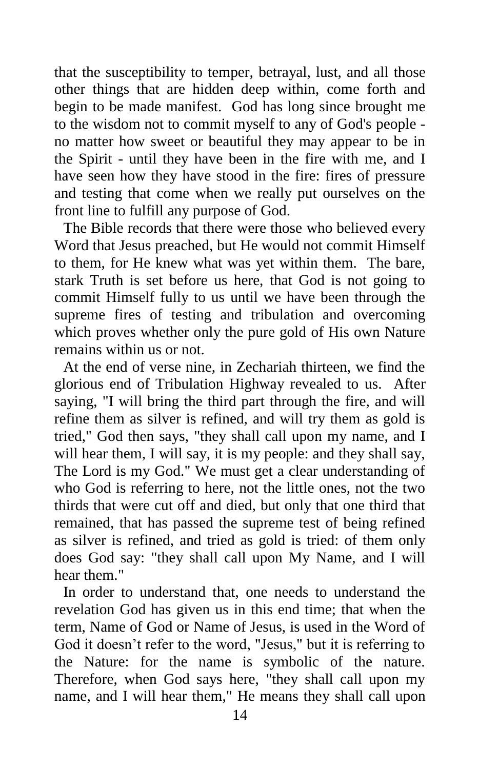that the susceptibility to temper, betrayal, lust, and all those other things that are hidden deep within, come forth and begin to be made manifest. God has long since brought me to the wisdom not to commit myself to any of God's people - no matter how sweet or beautiful they may appear to be in the Spirit - until they have been in the fire with me, and I have seen how they have stood in the fire: fires of pressure and testing that come when we really put ourselves on the front line to fulfill any purpose of God.

The Bible records that there were those who believed every Word that Jesus preached, but He would not commit Himself to them, for He knew what was yet within them. The bare, stark Truth is set before us here, that God is not going to commit Himself fully to us until we have been through the supreme fires of testing and tribulation and overcoming which proves whether only the pure gold of His own Nature remains within us or not.

At the end of verse nine, in Zechariah thirteen, we find the glorious end of Tribulation Highway revealed to us. After saying, "I will bring the third part through the fire, and will refine them as silver is refined, and will try them as gold is tried," God then says, "they shall call upon my name, and I will hear them, I will say, it is my people: and they shall say, The Lord is my God." We must get a clear understanding of who God is referring to here, not the little ones, not the two thirds that were cut off and died, but only that one third that remained, that has passed the supreme test of being refined as silver is refined, and tried as gold is tried: of them only does God say: "they shall call upon My Name, and I will hear them."

In order to understand that, one needs to understand the revelation God has given us in this end time; that when the term, Name of God or Name of Jesus, is used in the Word of God it doesn't refer to the word, "Jesus," but it is referring to the Nature: for the name is symbolic of the nature. Therefore, when God says here, "they shall call upon my name, and I will hear them," He means they shall call upon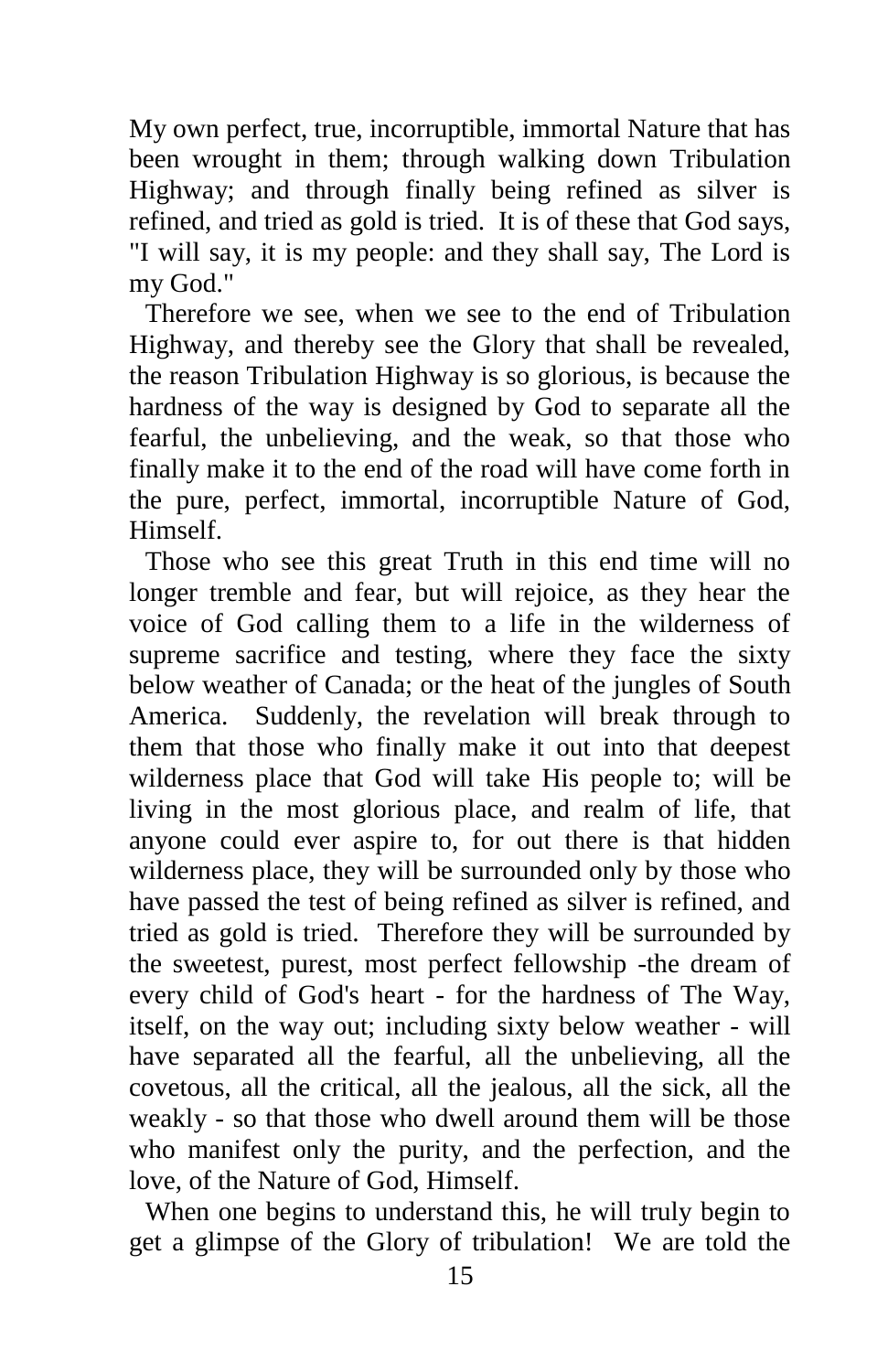My own perfect, true, incorruptible, immortal Nature that has been wrought in them; through walking down Tribulation Highway; and through finally being refined as silver is refined, and tried as gold is tried. It is of these that God says, "I will say, it is my people: and they shall say, The Lord is my God."

Therefore we see, when we see to the end of Tribulation Highway, and thereby see the Glory that shall be revealed, the reason Tribulation Highway is so glorious, is because the hardness of the way is designed by God to separate all the fearful, the unbelieving, and the weak, so that those who finally make it to the end of the road will have come forth in the pure, perfect, immortal, incorruptible Nature of God, Himself.

Those who see this great Truth in this end time will no longer tremble and fear, but will rejoice, as they hear the voice of God calling them to a life in the wilderness of supreme sacrifice and testing, where they face the sixty below weather of Canada; or the heat of the jungles of South America. Suddenly, the revelation will break through to them that those who finally make it out into that deepest wilderness place that God will take His people to; will be living in the most glorious place, and realm of life, that anyone could ever aspire to, for out there is that hidden wilderness place, they will be surrounded only by those who have passed the test of being refined as silver is refined, and tried as gold is tried. Therefore they will be surrounded by the sweetest, purest, most perfect fellowship -the dream of every child of God's heart - for the hardness of The Way, itself, on the way out; including sixty below weather - will have separated all the fearful, all the unbelieving, all the covetous, all the critical, all the jealous, all the sick, all the weakly - so that those who dwell around them will be those who manifest only the purity, and the perfection, and the love, of the Nature of God, Himself.

When one begins to understand this, he will truly begin to get a glimpse of the Glory of tribulation! We are told the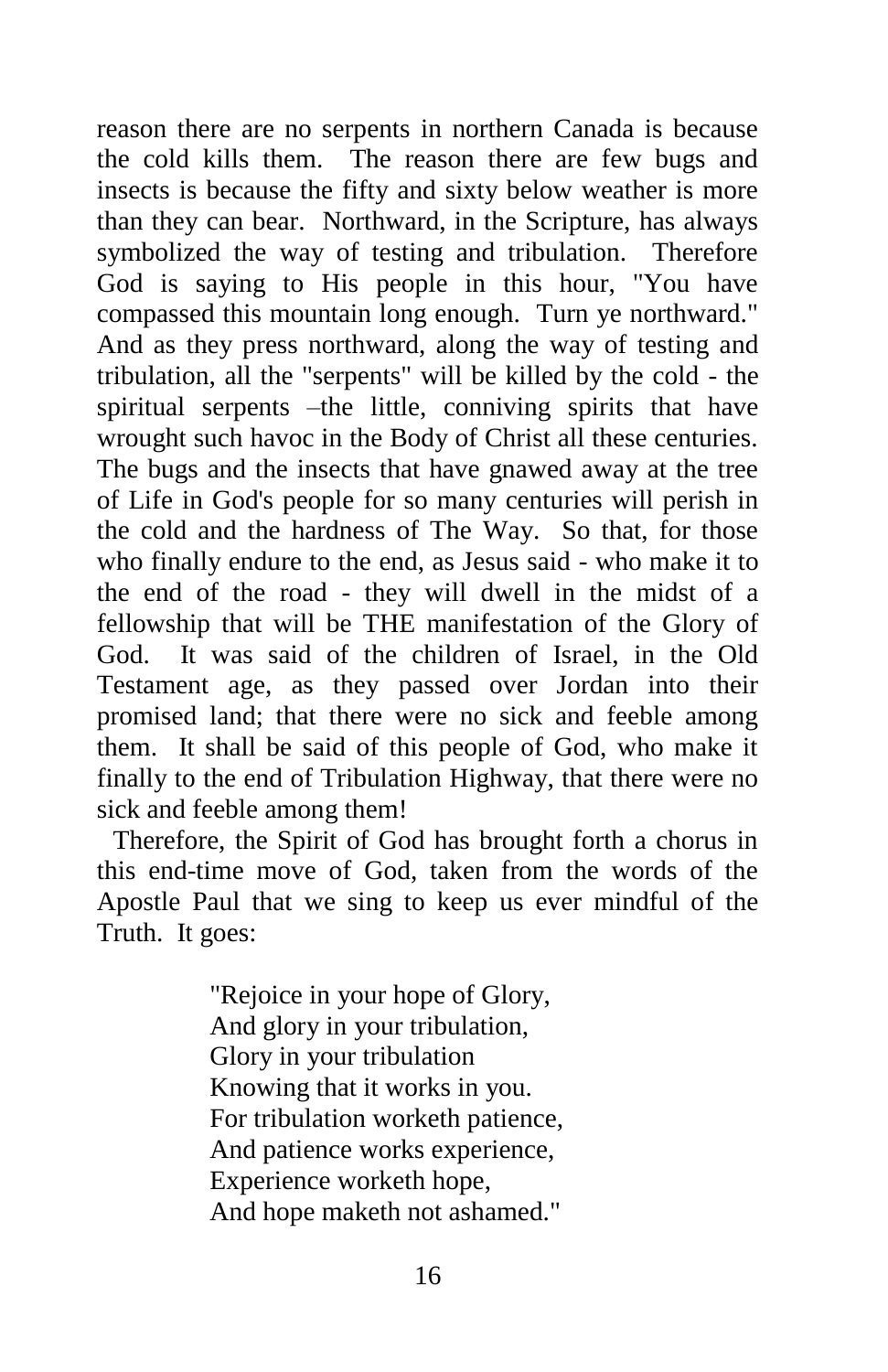reason there are no serpents in northern Canada is because the cold kills them. The reason there are few bugs and insects is because the fifty and sixty below weather is more than they can bear. Northward, in the Scripture, has always symbolized the way of testing and tribulation. Therefore God is saying to His people in this hour, "You have compassed this mountain long enough. Turn ye northward." And as they press northward, along the way of testing and tribulation, all the "serpents" will be killed by the cold - the spiritual serpents –the little, conniving spirits that have wrought such havoc in the Body of Christ all these centuries. The bugs and the insects that have gnawed away at the tree of Life in God's people for so many centuries will perish in the cold and the hardness of The Way. So that, for those who finally endure to the end, as Jesus said - who make it to the end of the road - they will dwell in the midst of a fellowship that will be THE manifestation of the Glory of God. It was said of the children of Israel, in the Old Testament age, as they passed over Jordan into their promised land; that there were no sick and feeble among them. It shall be said of this people of God, who make it finally to the end of Tribulation Highway, that there were no sick and feeble among them!

Therefore, the Spirit of God has brought forth a chorus in this end-time move of God, taken from the words of the Apostle Paul that we sing to keep us ever mindful of the Truth. It goes:

> "Rejoice in your hope of Glory,
> And glory in your tribulation,
> Glory in your tribulation
> Knowing that it works in you.
> For tribulation worketh patience,
> And patience works experience,
> Experience worketh hope,
> And hope maketh not ashamed."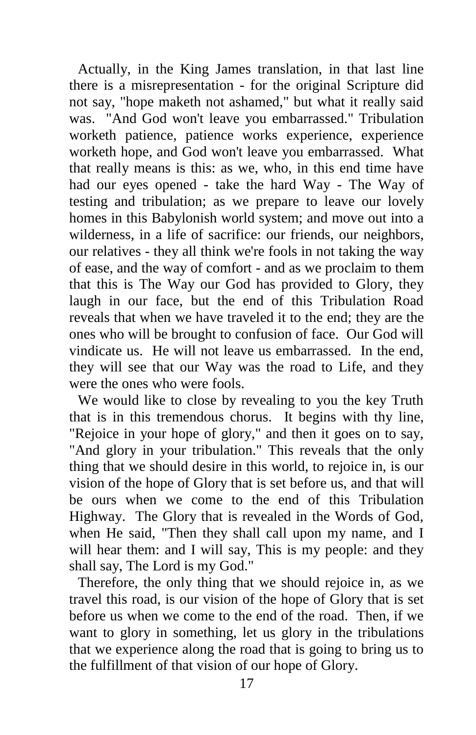Actually, in the King James translation, in that last line there is a misrepresentation - for the original Scripture did not say, "hope maketh not ashamed," but what it really said was. "And God won't leave you embarrassed." Tribulation worketh patience, patience works experience, experience worketh hope, and God won't leave you embarrassed. What that really means is this: as we, who, in this end time have had our eyes opened - take the hard Way - The Way of testing and tribulation; as we prepare to leave our lovely homes in this Babylonish world system; and move out into a wilderness, in a life of sacrifice: our friends, our neighbors, our relatives - they all think we're fools in not taking the way of ease, and the way of comfort - and as we proclaim to them that this is The Way our God has provided to Glory, they laugh in our face, but the end of this Tribulation Road reveals that when we have traveled it to the end; they are the ones who will be brought to confusion of face. Our God will vindicate us. He will not leave us embarrassed. In the end, they will see that our Way was the road to Life, and they were the ones who were fools.

We would like to close by revealing to you the key Truth that is in this tremendous chorus. It begins with thy line, "Rejoice in your hope of glory," and then it goes on to say, "And glory in your tribulation." This reveals that the only thing that we should desire in this world, to rejoice in, is our vision of the hope of Glory that is set before us, and that will be ours when we come to the end of this Tribulation Highway. The Glory that is revealed in the Words of God, when He said, "Then they shall call upon my name, and I will hear them: and I will say, This is my people: and they shall say, The Lord is my God."

Therefore, the only thing that we should rejoice in, as we travel this road, is our vision of the hope of Glory that is set before us when we come to the end of the road. Then, if we want to glory in something, let us glory in the tribulations that we experience along the road that is going to bring us to the fulfillment of that vision of our hope of Glory.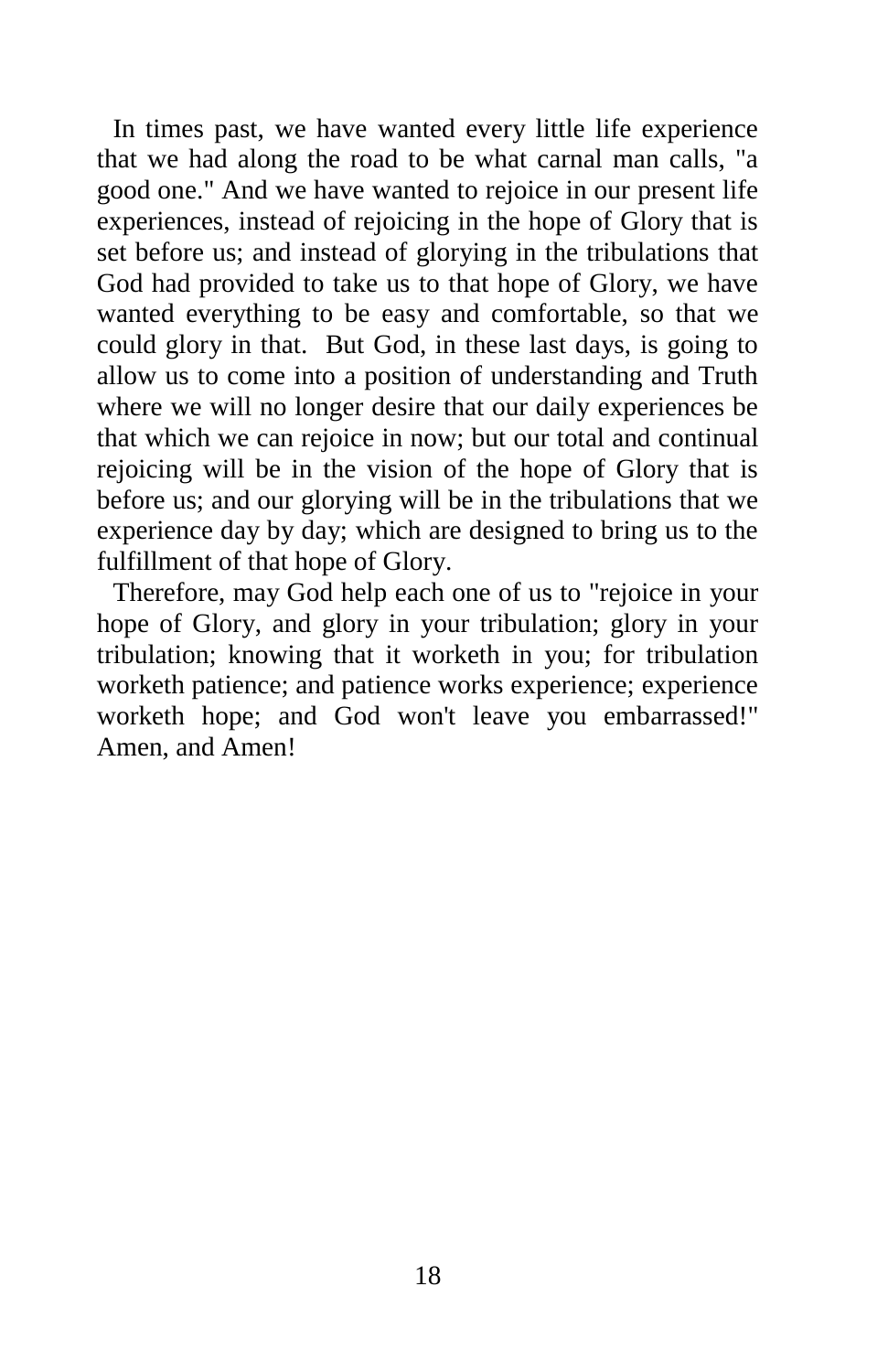In times past, we have wanted every little life experience that we had along the road to be what carnal man calls, "a good one." And we have wanted to rejoice in our present life experiences, instead of rejoicing in the hope of Glory that is set before us; and instead of glorying in the tribulations that God had provided to take us to that hope of Glory, we have wanted everything to be easy and comfortable, so that we could glory in that. But God, in these last days, is going to allow us to come into a position of understanding and Truth where we will no longer desire that our daily experiences be that which we can rejoice in now; but our total and continual rejoicing will be in the vision of the hope of Glory that is before us; and our glorying will be in the tribulations that we experience day by day; which are designed to bring us to the fulfillment of that hope of Glory.

Therefore, may God help each one of us to "rejoice in your hope of Glory, and glory in your tribulation; glory in your tribulation; knowing that it worketh in you; for tribulation worketh patience; and patience works experience; experience worketh hope; and God won't leave you embarrassed!" Amen, and Amen!